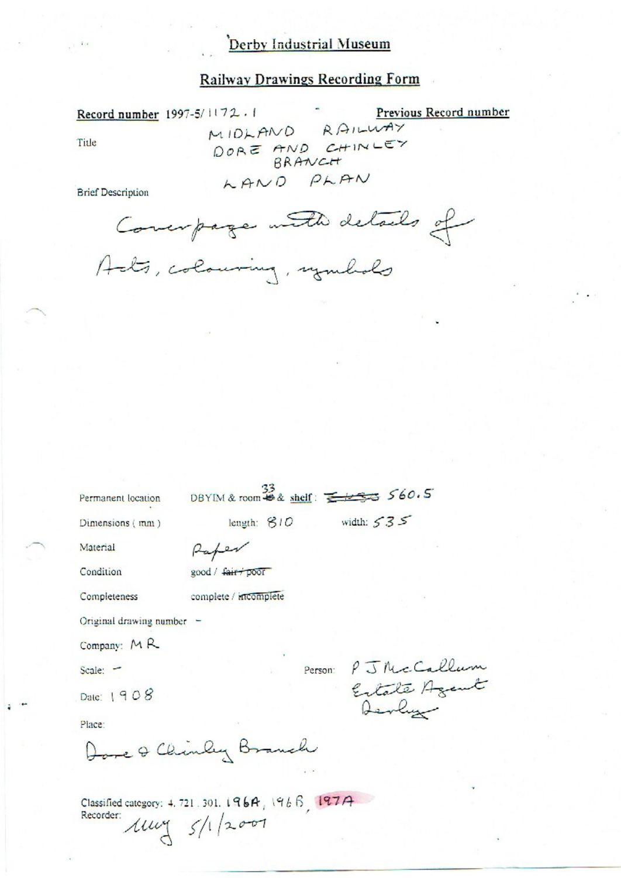# Derby Industrial Museum

## Railway Drawings Recording Form

**Record number** 1997-5/1172.1

**Previous Record number**

Title: MIDLAND RAILWAY DORE AND CHINLEY BRANCH LAND PLAN

Brief Description:

Coverpage with details of Acts, colouring, symbols

Permanent location: DBYIM & room ~~40~~ 33 & shelf: ~~~~ 560.5

Dimensions (mm): length: 810 width: 535

Material: Paper

Condition: good / ~~fair / poor~~

Completeness: complete / ~~incomplete~~

Original drawing number -

Company: MR

Scale: -

Person: P J McCallum Estate Agent Derby

Date: 1908

Place:

Dore & Chinley Branch

Classified category: 4. 721. 301. 196A, 196B, 197A

Recorder: mug 5/1/2001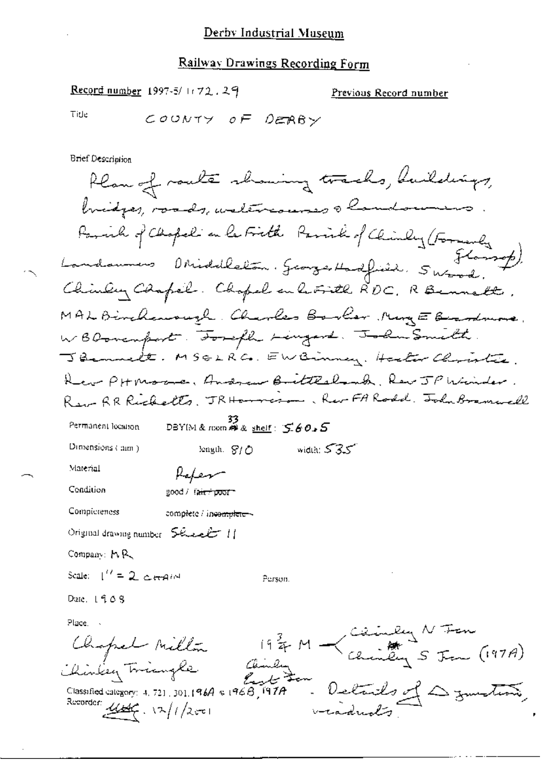Derby Industrial Museum

## Railway Drawings Recording Form

**Record number** 1997-5/1172.29

**Previous Record number**

Title COUNTY OF DERBY

Brief Description

Plan of route showing tracks, buildings, bridges, roads, watercourses & landowners. Parish of Chapel en le Frith Parish of Chinley (Formerly Glossop). Landowners O Middleton. George Hadfield. S Wood, Chinley Chapel. Chapel en le Frith RDC. R Bennett. MAL Birchenough. Charles Bowler. Mary E Boardman. W B Davenport. Joseph Lingard. John Smith. J Bennett. MS&LRCo. E W Binney. Hester Christie. Rev PH Moore. Andrew Brittlebank. Rev JP Winder. Rev RR Ricketts. JR Harrison. Rev FA Rodd. John Bramwell

Permanent location DBYIM & room 33 & shelf: 560.5

Dimensions (mm) length: 810 width: 535

Material Paper

Condition good / ~~fair / poor~~

Completeness complete / ~~incomplete~~

Original drawing number Sheet 11

Company: MR

Scale: 1" = 2 CHAIN

Person.

Date. 1908

Place.

Chapel Milton
Chinley Triangle

19 3/4 M — Chinley N Jun / Chinley S Jun (197A)
Chinley East Jun

- Details of △ junction, viaducts

Classified category: 4.721.301.196A & 196B, 197A

Recorder: [initials] 12/1/2001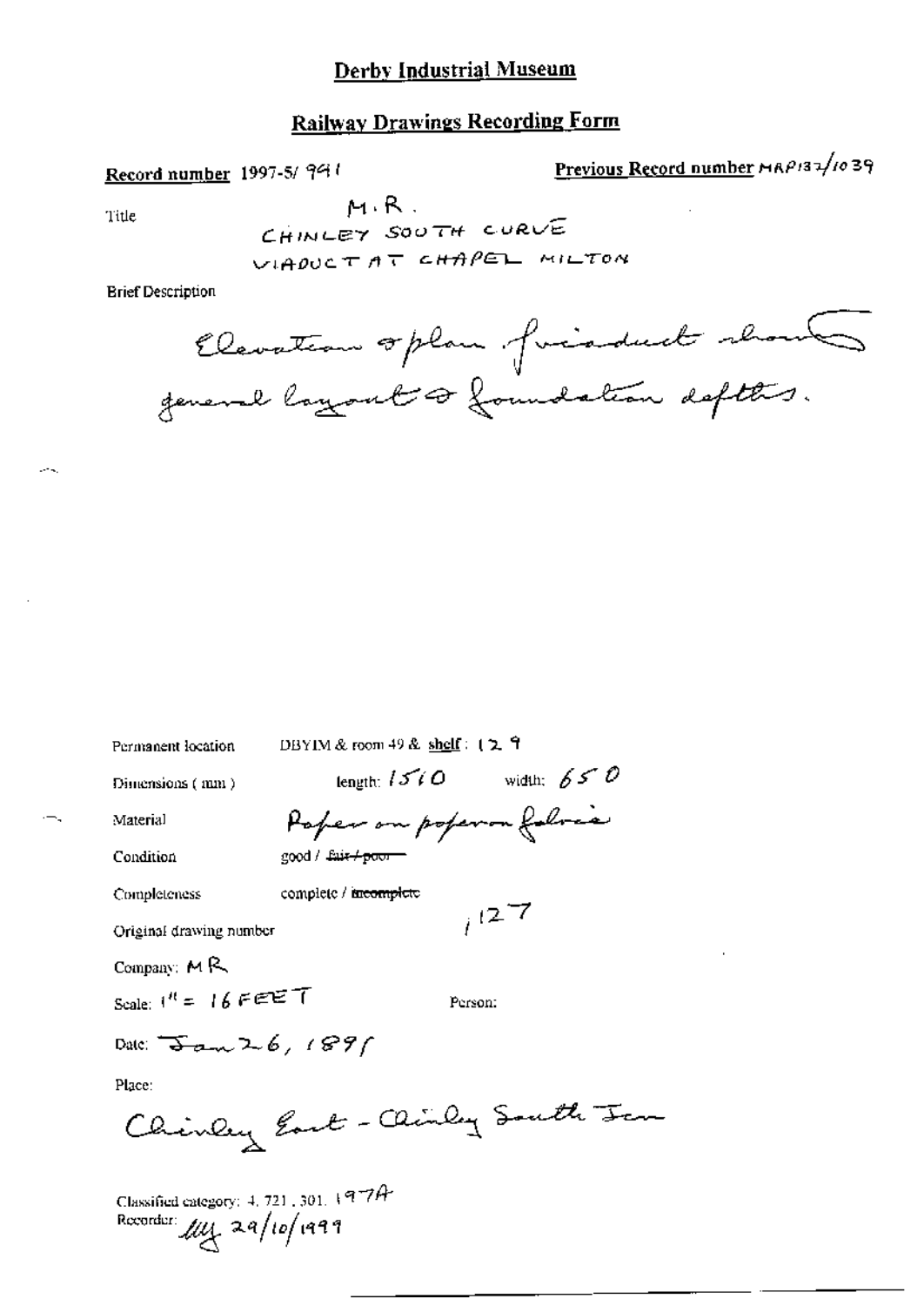# Derby Industrial Museum

## Railway Drawings Recording Form

**Record number** 1997-5/ 941

**Previous Record number** MRP132/1039

Title

M.R.
CHINLEY SOUTH CURVE
VIADUCT AT CHAPEL MILTON

Brief Description

Elevation & plan of viaduct showing general layout & foundation depths.

Permanent location DBYIM & room 49 & **shelf**: 129

Dimensions (mm) length: 1510 width: 650

Material Paper on paper on fabric

Condition good / ~~fair / poor~~

Completeness complete / ~~incomplete~~

Original drawing number 1127

Company: MR

Scale: 1" = 16 FEET

Person:

Date: Jan 26, 1891

Place:

Chinley East - Chinley South Jcn

Classified category: 4. 721. 301. 197A

Recorder: MG 29/10/1999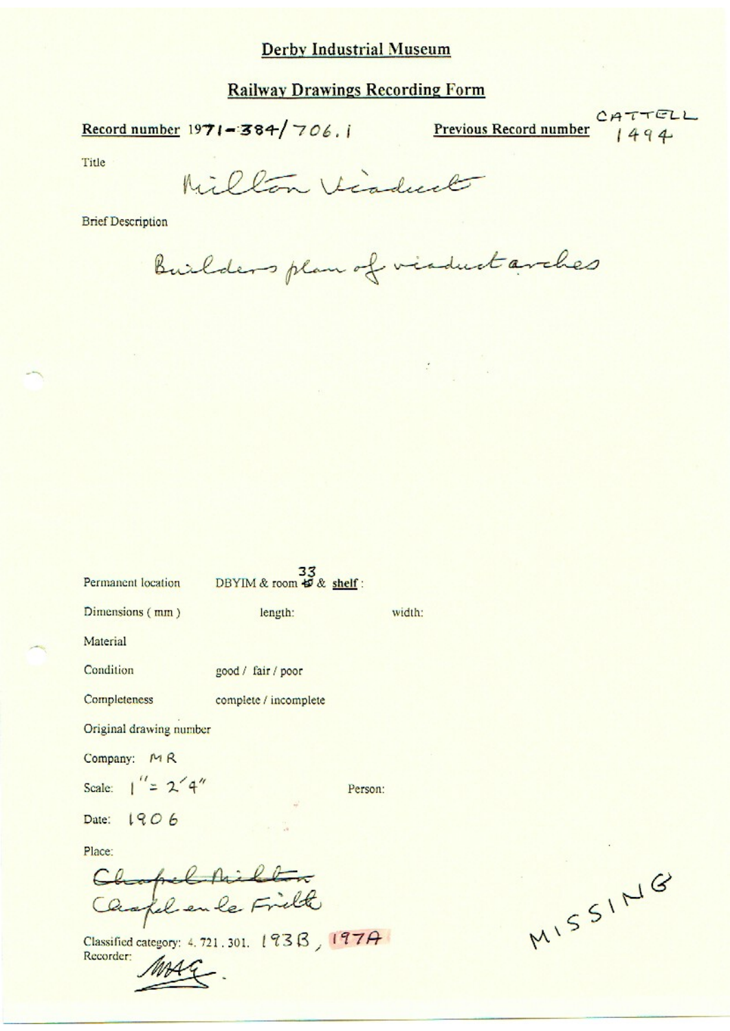# Derby Industrial Museum

## Railway Drawings Recording Form

**Record number** 1971-384/706.1

**Previous Record number** CATTELL 1494

Title

Milton Viaduct

Brief Description

Builders plan of viaduct arches

Permanent location DBYIM & room ~~40~~ 33 & **shelf** :

Dimensions ( mm ) length: width:

Material

Condition good / fair / poor

Completeness complete / incomplete

Original drawing number

Company: MR

Scale: 1" = 2'4"

Person:

Date: 1906

Place:

~~Chapel Milton~~
Chapel en le Frith

Classified category: 4. 721. 301. 193B, 197A

Recorder: MAG.

MISSING